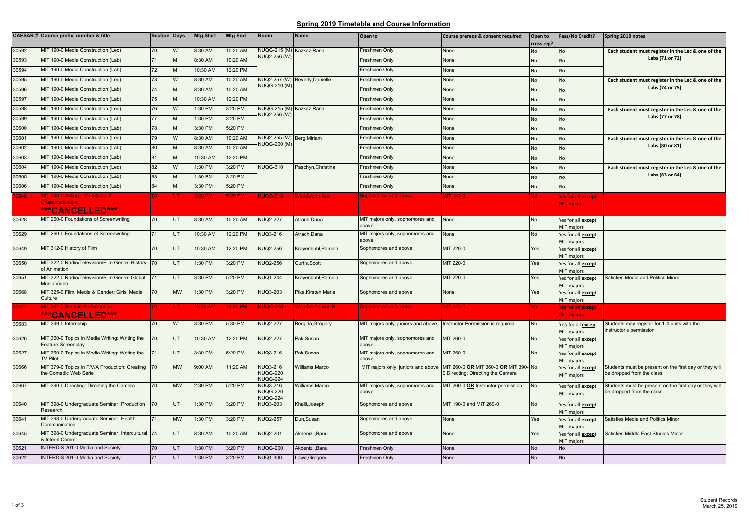## Spring 2019 Timetable and Course Information

| CAESAR # | Course prefix, number & title | Section | Days | Mtg Start | Mtg End | Room | Name | Open to | Course prereqs & consent required | Open to cross reg? | Pass/No Credit? | Spring 2019 notes |
|---|---|---|---|---|---|---|---|---|---|---|---|---|
| 30592 | MIT 190-0 Media Construction (Lec) | 70 | W | 8:30 AM | 10:20 AM | NUQG-215 (M) NUQ2-256 (W) | Kazkaz,Rana | Freshmen Only | None | No | No | Each student must register in the Lec & one of the Labs (71 or 72) |
| 30593 | MIT 190-0 Media Construction (Lab) | 71 | M | 8:30 AM | 10:20 AM | | | Freshmen Only | None | No | No | |
| 30594 | MIT 190-0 Media Construction (Lab) | 72 | M | 10:30 AM | 12:20 PM | | | Freshmen Only | None | No | No | |
| 30595 | MIT 190-0 Media Construction (Lec) | 73 | W | 8:30 AM | 10:20 AM | NUQ2-257 (W) NUQG-310 (M) | Beverly,Danielle | Freshmen Only | None | No | No | Each student must register in the Lec & one of the Labs (74 or 75) |
| 30596 | MIT 190-0 Media Construction (Lab) | 74 | M | 8:30 AM | 10:20 AM | | | Freshmen Only | None | No | No | |
| 30597 | MIT 190-0 Media Construction (Lab) | 75 | M | 10:30 AM | 12:20 PM | | | Freshmen Only | None | No | No | |
| 30598 | MIT 190-0 Media Construction (Lec) | 76 | W | 1:30 PM | 3:20 PM | NUQG-215 (M) NUQ2-256 (W) | Kazkaz,Rana | Freshmen Only | None | No | No | Each student must register in the Lec & one of the Labs (77 or 78) |
| 30599 | MIT 190-0 Media Construction (Lab) | 77 | M | 1:30 PM | 3:20 PM | | | Freshmen Only | None | No | No | |
| 30600 | MIT 190-0 Media Construction (Lab) | 78 | M | 3:30 PM | 5:20 PM | | | Freshmen Only | None | No | No | |
| 30601 | MIT 190-0 Media Construction (Lec) | 79 | W | 8:30 AM | 10:20 AM | NUQ2-255 (W) NUQG-200 (M) | Berg,Miriam | Freshmen Only | None | No | No | Each student must register in the Lec & one of the Labs (80 or 81) |
| 30602 | MIT 190-0 Media Construction (Lab) | 80 | M | 8:30 AM | 10:20 AM | | | Freshmen Only | None | No | No | |
| 30603 | MIT 190-0 Media Construction (Lab) | 81 | M | 10:30 AM | 12:20 PM | | | Freshmen Only | None | No | No | |
| 30604 | MIT 190-0 Media Construction (Lec) | 82 | W | 1:30 PM | 3:20 PM | NUQG-310 | Paschyn,Christina | Freshmen Only | None | No | No | Each student must register in the Lec & one of the Labs (83 or 84) |
| 30605 | MIT 190-0 Media Construction (Lab) | 83 | M | 1:30 PM | 3:20 PM | | | Freshmen Only | None | No | No | |
| 30606 | MIT 190-0 Media Construction (Lab) | 84 | M | 3:30 PM | 5:20 PM | | | Freshmen Only | None | No | No | |
| 30648 | MIT 243-0 Acting I: Principles of Characterization ***CANCELLED*** | 70 | UT | 3:30 PM | 5:20 PM | NUQG-310 | Woodworth,Ann | Sophomores and above | MIT 143-0 | No | Yes for all **except** MIT majors | |
| 30628 | MIT 260-0 Foundations of Screenwriting | 70 | UT | 8:30 AM | 10:20 AM | NUQ2-227 | Atrach,Dana | MIT majors only, sophomores and above | None | No | Yes for all **except** MIT majors | |
| 30629 | MIT 260-0 Foundations of Screenwriting | 71 | UT | 10:30 AM | 12:20 PM | NUQ3-216 | Atrach,Dana | MIT majors only, sophomores and above | None | No | Yes for all **except** MIT majors | |
| 30649 | MIT 312-0 History of Film | 70 | UT | 10:30 AM | 12:20 PM | NUQ2-256 | Krayenbuhl,Pamela | Sophomores and above | MIT 220-0 | Yes | Yes for all **except** MIT majors | |
| 30650 | MIT 322-0 Radio/Television/Film Genre: History of Animation | 70 | UT | 1:30 PM | 3:20 PM | NUQ2-256 | Curtis,Scott | Sophomores and above | MIT 220-0 | Yes | Yes for all **except** MIT majors | |
| 30651 | MIT 322-0 Radio/Television/Film Genre: Global Music Video | 71 | UT | 3:30 PM | 5:20 PM | NUQ1-244 | Krayenbuhl,Pamela | Sophomores and above | MIT 220-0 | Yes | Yes for all **except** MIT majors | Satisfies Media and Politics Minor |
| 30668 | MIT 325-0 Film, Media & Gender: Girls' Media Culture | 70 | MW | 1:30 PM | 3:20 PM | NUQ3-203 | Pike,Kirsten Marie | Sophomores and above | None | Yes | Yes for all **except** MIT majors | |
| 30647 | MIT 341-0 Story in Performance ***CANCELLED*** | 70 | UT | 10:30 AM | 12:20 PM | NUQG-310 | Woodworth,Ann E | Sophomores and above | MIT 243-0 | No | Yes for all **except** MIT majors | |
| 30683 | MIT 349-0 Internship | 70 | W | 3:30 PM | 5:30 PM | NUQ2-227 | Bergida,Gregory | MIT majors only, juniors and above | Instructor Permission is required | No | Yes for all **except** MIT majors | Students may register for 1-4 units with the instructor's permission |
| 30626 | MIT 360-0 Topics in Media Writing: Writing the Feature Screenplay | 70 | UT | 10:30 AM | 12:20 PM | NUQ2-227 | Pak,Susan | MIT majors only, sophomores and above | MIT 260-0 | No | Yes for all **except** MIT majors | |
| 30627 | MIT 360-0 Topics in Media Writing: Writing the TV Pilot | 71 | UT | 3:30 PM | 5:20 PM | NUQ3-216 | Pak,Susan | MIT majors only, sophomores and above | MIT 260-0 | No | Yes for all **except** MIT majors | |
| 30666 | MIT 379-0 Topics in F/V/A Production: Creating the Comedic Web Serie | 70 | MW | 9:00 AM | 11:20 AM | NUQ3-216 NUQG-220 NUQG-224 | Williams,Marco | MIT majors only, juniors and above | MIT 260-0 **OR** MIT 360-0 **OR** MIT 390-0 Directing: Directing the Camera | No | Yes for all **except** MIT majors | Students must be present on the first day or they will be dropped from the class |
| 30667 | MIT 390-0 Directing: Directing the Camera | 70 | MW | 2:30 PM | 5:20 PM | NUQ3-216 NUQG-220 NUQG-224 | Williams,Marco | MIT majors only, sophomores and above | MIT 260-0 **OR** Instructor permission | No | Yes for all **except** MIT majors | Students must be present on the first day or they will be dropped from the class |
| 30640 | MIT 398-0 Undergraduate Seminar: Production Research | 70 | UT | 1:30 PM | 3:20 PM | NUQ3-203 | Khalil,Joseph | Sophomores and above | MIT 190-0 and MIT 260-0 | No | Yes for all **except** MIT majors | |
| 30641 | MIT 398-0 Undergraduate Seminar: Health Communication | 71 | MW | 1:30 PM | 3:20 PM | NUQ2-257 | Dun,Susan | Sophomores and above | None | Yes | Yes for all **except** MIT majors | Satisfies Media and Politics Minor |
| 30645 | MIT 398-0 Undergraduate Seminar: Intercultural & Internl Comm | 74 | UT | 8:30 AM | 10:20 AM | NUQ2-201 | Akdenizli,Banu | Sophomores and above | None | Yes | Yes for all **except** MIT majors | Satisfies Middle East Studies Minor |
| 30621 | INTERDIS 201-0 Media and Society | 70 | UT | 1:30 PM | 3:20 PM | NUQG-200 | Akdenizli,Banu | Freshmen Only | None | No | No | |
| 30622 | INTERDIS 201-0 Media and Society | 71 | UT | 1:30 PM | 3:20 PM | NUQ1-300 | Lowe,Gregory | Freshmen Only | None | No | No | |

Student Records
March 25, 2019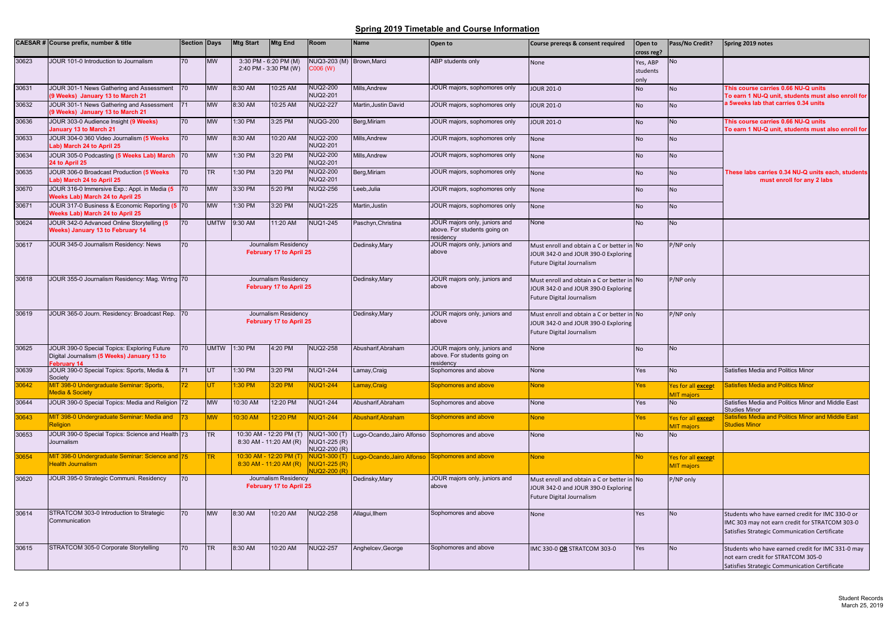# Spring 2019 Timetable and Course Information

| CAESAR # | Course prefix, number & title | Section | Days | Mtg Start | Mtg End | Room | Name | Open to | Course prereqs & consent required | Open to cross reg? | Pass/No Credit? | Spring 2019 notes |
|---|---|---|---|---|---|---|---|---|---|---|---|---|
| 30623 | JOUR 101-0 Introduction to Journalism | 70 | MW | 3:30 PM - 6:20 PM (M) 2:40 PM - 3:30 PM (W) | | NUQ3-203 (M) C006 (W) | Brown,Marci | ABP students only | None | Yes, ABP students only | No | |
| 30631 | JOUR 301-1 News Gathering and Assessment (9 Weeks) January 13 to March 21 | 70 | MW | 8:30 AM | 10:25 AM | NUQ2-200 NUQ2-201 | Mills,Andrew | JOUR majors, sophomores only | JOUR 201-0 | No | No | This course carries 0.66 NU-Q units To earn 1 NU-Q unit, students must also enroll for a 5weeks lab that carries 0.34 units |
| 30632 | JOUR 301-1 News Gathering and Assessment (9 Weeks) January 13 to March 21 | 71 | MW | 8:30 AM | 10:25 AM | NUQ2-227 | Martin,Justin David | JOUR majors, sophomores only | JOUR 201-0 | No | No | |
| 30636 | JOUR 303-0 Audience Insight (9 Weeks) January 13 to March 21 | 70 | MW | 1:30 PM | 3:25 PM | NUQG-200 | Berg,Miriam | JOUR majors, sophomores only | JOUR 201-0 | No | No | This course carries 0.66 NU-Q units To earn 1 NU-Q unit, students must also enroll for |
| 30633 | JOUR 304-0 360 Video Journalism (5 Weeks Lab) March 24 to April 25 | 70 | MW | 8:30 AM | 10:20 AM | NUQ2-200 NUQ2-201 | Mills,Andrew | JOUR majors, sophomores only | None | No | No | These labs carries 0.34 NU-Q units each, students must enroll for any 2 labs |
| 30634 | JOUR 305-0 Podcasting (5 Weeks Lab) March 24 to April 25 | 70 | MW | 1:30 PM | 3:20 PM | NUQ2-200 NUQ2-201 | Mills,Andrew | JOUR majors, sophomores only | None | No | No | |
| 30635 | JOUR 306-0 Broadcast Production (5 Weeks Lab) March 24 to April 25 | 70 | TR | 1:30 PM | 3:20 PM | NUQ2-200 NUQ2-201 | Berg,Miriam | JOUR majors, sophomores only | None | No | No | |
| 30670 | JOUR 316-0 Immersive Exp.: Appl. in Media (5 Weeks Lab) March 24 to April 25 | 70 | MW | 3:30 PM | 5:20 PM | NUQ2-256 | Leeb,Julia | JOUR majors, sophomores only | None | No | No | |
| 30671 | JOUR 317-0 Business & Economic Reporting (5 Weeks Lab) March 24 to April 25 | 70 | MW | 1:30 PM | 3:20 PM | NUQ1-225 | Martin,Justin | JOUR majors, sophomores only | None | No | No | |
| 30624 | JOUR 342-0 Advanced Online Storytelling (5 Weeks) January 13 to February 14 | 70 | UMTW | 9:30 AM | 11:20 AM | NUQ1-245 | Paschyn,Christina | JOUR majors only, juniors and above. For students going on residency | None | No | No | |
| 30617 | JOUR 345-0 Journalism Residency: News | 70 | Journalism Residency February 17 to April 25 | | | | Dedinsky,Mary | JOUR majors only, juniors and above | Must enroll and obtain a C or better in JOUR 342-0 and JOUR 390-0 Exploring Future Digital Journalism | No | P/NP only | |
| 30618 | JOUR 355-0 Journalism Residency: Mag. Wrtng | 70 | Journalism Residency February 17 to April 25 | | | | Dedinsky,Mary | JOUR majors only, juniors and above | Must enroll and obtain a C or better in JOUR 342-0 and JOUR 390-0 Exploring Future Digital Journalism | No | P/NP only | |
| 30619 | JOUR 365-0 Journ. Residency: Broadcast Rep. | 70 | Journalism Residency February 17 to April 25 | | | | Dedinsky,Mary | JOUR majors only, juniors and above | Must enroll and obtain a C or better in JOUR 342-0 and JOUR 390-0 Exploring Future Digital Journalism | No | P/NP only | |
| 30625 | JOUR 390-0 Special Topics: Exploring Future Digital Journalism (5 Weeks) January 13 to February 14 | 70 | UMTW | 1:30 PM | 4:20 PM | NUQ2-258 | Abusharif,Abraham | JOUR majors only, juniors and above. For students going on residency | None | No | No | |
| 30639 | JOUR 390-0 Special Topics: Sports, Media & Society | 71 | UT | 1:30 PM | 3:20 PM | NUQ1-244 | Lamay,Craig | Sophomores and above | None | Yes | No | Satisfies Media and Politics Minor |
| 30642 | MIT 398-0 Undergraduate Seminar: Sports, Media & Society | 72 | UT | 1:30 PM | 3:20 PM | NUQ1-244 | Lamay,Craig | Sophomores and above | None | Yes | Yes for all **except** MIT majors | Satisfies Media and Politics Minor |
| 30644 | JOUR 390-0 Special Topics: Media and Religion | 72 | MW | 10:30 AM | 12:20 PM | NUQ1-244 | Abusharif,Abraham | Sophomores and above | None | Yes | No | Satisfies Media and Politics Minor and Middle East Studies Minor |
| 30643 | MIT 398-0 Undergraduate Seminar: Media and Religion | 73 | MW | 10:30 AM | 12:20 PM | NUQ1-244 | Abusharif,Abraham | Sophomores and above | None | Yes | Yes for all **except** MIT majors | Satisfies Media and Politics Minor and Middle East Studies Minor |
| 30653 | JOUR 390-0 Special Topics: Science and Health Journalism | 73 | TR | 10:30 AM - 12:20 PM (T) 8:30 AM - 11:20 AM (R) | | NUQ1-300 (T) NUQ1-225 (R) NUQ2-200 (R) | Lugo-Ocando,Jairo Alfonso | Sophomores and above | None | No | No | |
| 30654 | MIT 398-0 Undergraduate Seminar: Science and Health Journalism | 75 | TR | 10:30 AM - 12:20 PM (T) 8:30 AM - 11:20 AM (R) | | NUQ1-300 (T) NUQ1-225 (R) NUQ2-200 (R) | Lugo-Ocando,Jairo Alfonso | Sophomores and above | None | No | Yes for all **except** MIT majors | |
| 30620 | JOUR 395-0 Strategic Communi. Residency | 70 | Journalism Residency February 17 to April 25 | | | | Dedinsky,Mary | JOUR majors only, juniors and above | Must enroll and obtain a C or better in JOUR 342-0 and JOUR 390-0 Exploring Future Digital Journalism | No | P/NP only | |
| 30614 | STRATCOM 303-0 Introduction to Strategic Communication | 70 | MW | 8:30 AM | 10:20 AM | NUQ2-258 | Allagui,Ilhem | Sophomores and above | None | Yes | No | Students who have earned credit for IMC 330-0 or IMC 303 may not earn credit for STRATCOM 303-0 Satisfies Strategic Communication Certificate |
| 30615 | STRATCOM 305-0 Corporate Storytelling | 70 | TR | 8:30 AM | 10:20 AM | NUQ2-257 | Anghelcev,George | Sophomores and above | IMC 330-0 **OR** STRATCOM 303-0 | Yes | No | Students who have earned credit for IMC 331-0 may not earn credit for STRATCOM 305-0 Satisfies Strategic Communication Certificate |

Student Records
March 25, 2019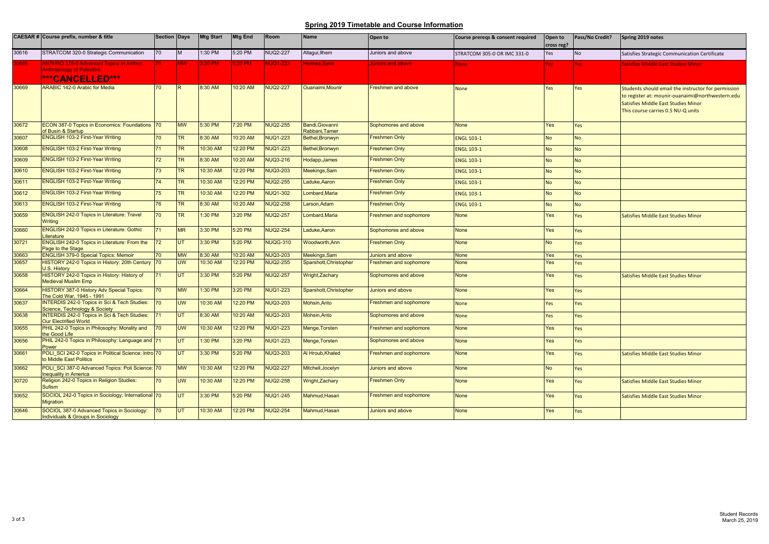# Spring 2019 Timetable and Course Information

| CAESAR # | Course prefix, number & title | Section | Days | Mtg Start | Mtg End | Room | Name | Open to | Course prereqs & consent required | Open to cross reg? | Pass/No Credit? | Spring 2019 notes |
|---|---|---|---|---|---|---|---|---|---|---|---|---|
| 30616 | STRATCOM 320-0 Strategic Communication | 70 | M | 1:30 PM | 5:20 PM | NUQ2-227 | Allagui,Ilhem | Juniors and above | STRATCOM 305-0 OR IMC 331-0 | Yes | No | Satisfies Strategic Communication Certificate |
| 30665 | ANTHRO 379-0 Advanced Topics in Anthro: Anthropology of Palestine ***CANCELLED*** | 70 | MW | 3:30 PM | 5:20 PM | NUQ1-223 | Hermez,Sami | Juniors and above | None | Yes | Yes | Satisfies Middle East Studies Minor |
| 30669 | ARABIC 142-0 Arabic for Media | 70 | R | 8:30 AM | 10:20 AM | NUQ2-227 | Ouanaimi,Mounir | Freshmen and above | None | Yes | Yes | Students should email the instructor for permission to register at: mounir-ouanaimi@northwestern.edu Satisfies Middle East Studies Minor This course carries 0.5 NU-Q units |
| 30672 | ECON 387-0 Topics in Economics: Foundations of Busin & Startup | 70 | MW | 5:30 PM | 7:20 PM | NUQ2-255 | Bandi,Giovanni Rabbani,Tamer | Sophomores and above | None | Yes | Yes | |
| 30607 | ENGLISH 103-2 First-Year Writing | 70 | TR | 8:30 AM | 10:20 AM | NUQ1-223 | Bethel,Bronwyn | Freshmen Only | ENGL 103-1 | No | No | |
| 30608 | ENGLISH 103-2 First-Year Writing | 71 | TR | 10:30 AM | 12:20 PM | NUQ1-223 | Bethel,Bronwyn | Freshmen Only | ENGL 103-1 | No | No | |
| 30609 | ENGLISH 103-2 First-Year Writing | 72 | TR | 8:30 AM | 10:20 AM | NUQ3-216 | Hodapp,James | Freshmen Only | ENGL 103-1 | No | No | |
| 30610 | ENGLISH 103-2 First-Year Writing | 73 | TR | 10:30 AM | 12:20 PM | NUQ3-203 | Meekings,Sam | Freshmen Only | ENGL 103-1 | No | No | |
| 30611 | ENGLISH 103-2 First-Year Writing | 74 | TR | 10:30 AM | 12:20 PM | NUQ2-255 | Laduke,Aaron | Freshmen Only | ENGL 103-1 | No | No | |
| 30612 | ENGLISH 103-2 First-Year Writing | 75 | TR | 10:30 AM | 12:20 PM | NUQ1-302 | Lombard,Maria | Freshmen Only | ENGL 103-1 | No | No | |
| 30613 | ENGLISH 103-2 First-Year Writing | 76 | TR | 8:30 AM | 10:20 AM | NUQ2-258 | Larson,Adam | Freshmen Only | ENGL 103-1 | No | No | |
| 30659 | ENGLISH 242-0 Topics in Literature: Travel Writing | 70 | TR | 1:30 PM | 3:20 PM | NUQ2-257 | Lombard,Maria | Freshmen and sophomore | None | Yes | Yes | Satisfies Middle East Studies Minor |
| 30660 | ENGLISH 242-0 Topics in Literature: Gothic Literature | 71 | MR | 3:30 PM | 5:20 PM | NUQ2-254 | Laduke,Aaron | Sophomores and above | None | Yes | Yes | |
| 30721 | ENGLISH 242-0 Topics in Literature: From the Page to the Stage | 72 | UT | 3:30 PM | 5:20 PM | NUQG-310 | Woodworth,Ann | Freshmen Only | None | No | Yes | |
| 30663 | ENGLISH 379-0 Special Topics: Memoir | 70 | MW | 8:30 AM | 10:20 AM | NUQ3-203 | Meekings,Sam | Juniors and above | None | Yes | Yes | |
| 30657 | HISTORY 242-0 Topics in History: 20th Century U.S. History | 70 | UW | 10:30 AM | 12:20 PM | NUQ2-255 | Sparshott,Christopher | Freshmen and sophomore | None | Yes | Yes | |
| 30658 | HISTORY 242-0 Topics in History: History of Medieval Muslim Emp | 71 | UT | 3:30 PM | 5:20 PM | NUQ2-257 | Wright,Zachary | Sophomores and above | None | Yes | Yes | Satisfies Middle East Studies Minor |
| 30664 | HISTORY 387-0 History Adv Special Topics: The Cold War, 1945 - 1991 | 70 | MW | 1:30 PM | 3:20 PM | NUQ1-223 | Sparshott,Christopher | Juniors and above | None | Yes | Yes | |
| 30637 | INTERDIS 242-0 Topics in Sci & Tech Studies: Science, Technology & Society | 70 | UW | 10:30 AM | 12:20 PM | NUQ3-203 | Mohsin,Anto | Freshmen and sophomore | None | Yes | Yes | |
| 30638 | INTERDIS 242-0 Topics in Sci & Tech Studies: Our Electrified World | 71 | UT | 8:30 AM | 10:20 AM | NUQ3-203 | Mohsin,Anto | Sophomores and above | None | Yes | Yes | |
| 30655 | PHIL 242-0 Topics in Philosophy: Morality and the Good Life | 70 | UW | 10:30 AM | 12:20 PM | NUQ1-223 | Menge,Torsten | Freshmen and sophomore | None | Yes | Yes | |
| 30656 | PHIL 242-0 Topics in Philosophy: Language and Power | 71 | UT | 1:30 PM | 3:20 PM | NUQ1-223 | Menge,Torsten | Sophomores and above | None | Yes | Yes | |
| 30661 | POLI_SCI 242-0 Topics in Political Science: Intro to Middle East Politics | 70 | UT | 3:30 PM | 5:20 PM | NUQ3-203 | Al Hroub,Khaled | Freshmen and sophomore | None | Yes | Yes | Satisfies Middle East Studies Minor |
| 30662 | POLI_SCI 387-0 Advanced Topics: Poli Science: Inequality in America | 70 | MW | 10:30 AM | 12:20 PM | NUQ2-227 | Mitchell,Jocelyn | Juniors and above | None | No | Yes | |
| 30720 | Religion 242-0 Topics in Religion Studies: Sufism | 70 | UW | 10:30 AM | 12:20 PM | NUQ2-258 | Wright,Zachary | Freshmen Only | None | Yes | Yes | Satisfies Middle East Studies Minor |
| 30652 | SOCIOL 242-0 Topics in Sociology: International Migration | 70 | UT | 3:30 PM | 5:20 PM | NUQ1-245 | Mahmud,Hasan | Freshmen and sophomore | None | Yes | Yes | Satisfies Middle East Studies Minor |
| 30646 | SOCIOL 387-0 Advanced Topics in Sociology: Individuals & Groups in Sociology | 70 | UT | 10:30 AM | 12:20 PM | NUQ2-254 | Mahmud,Hasan | Juniors and above | None | Yes | Yes | |

Student Records
March 25, 2019